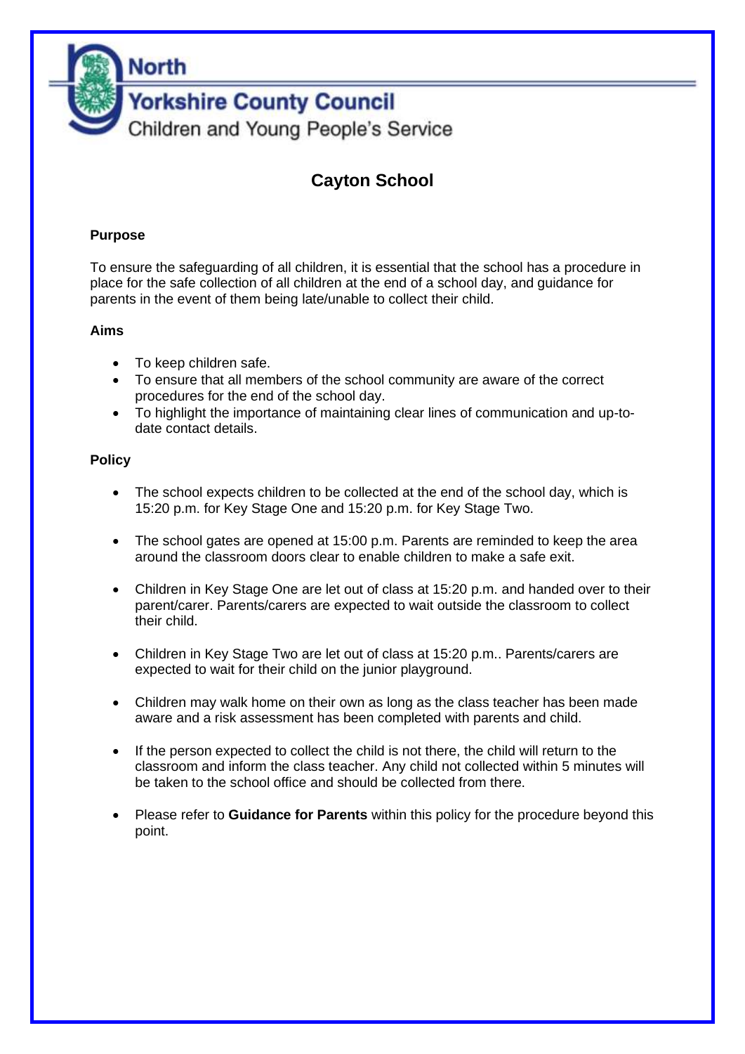North Yorkshire County Council
Children and Young People's Service

# Cayton School

## Purpose

To ensure the safeguarding of all children, it is essential that the school has a procedure in place for the safe collection of all children at the end of a school day, and guidance for parents in the event of them being late/unable to collect their child.

## Aims

- To keep children safe.
- To ensure that all members of the school community are aware of the correct procedures for the end of the school day.
- To highlight the importance of maintaining clear lines of communication and up-to-date contact details.

## Policy

- The school expects children to be collected at the end of the school day, which is 15:20 p.m. for Key Stage One and 15:20 p.m. for Key Stage Two.

- The school gates are opened at 15:00 p.m. Parents are reminded to keep the area around the classroom doors clear to enable children to make a safe exit.

- Children in Key Stage One are let out of class at 15:20 p.m. and handed over to their parent/carer. Parents/carers are expected to wait outside the classroom to collect their child.

- Children in Key Stage Two are let out of class at 15:20 p.m.. Parents/carers are expected to wait for their child on the junior playground.

- Children may walk home on their own as long as the class teacher has been made aware and a risk assessment has been completed with parents and child.

- If the person expected to collect the child is not there, the child will return to the classroom and inform the class teacher. Any child not collected within 5 minutes will be taken to the school office and should be collected from there.

- Please refer to **Guidance for Parents** within this policy for the procedure beyond this point.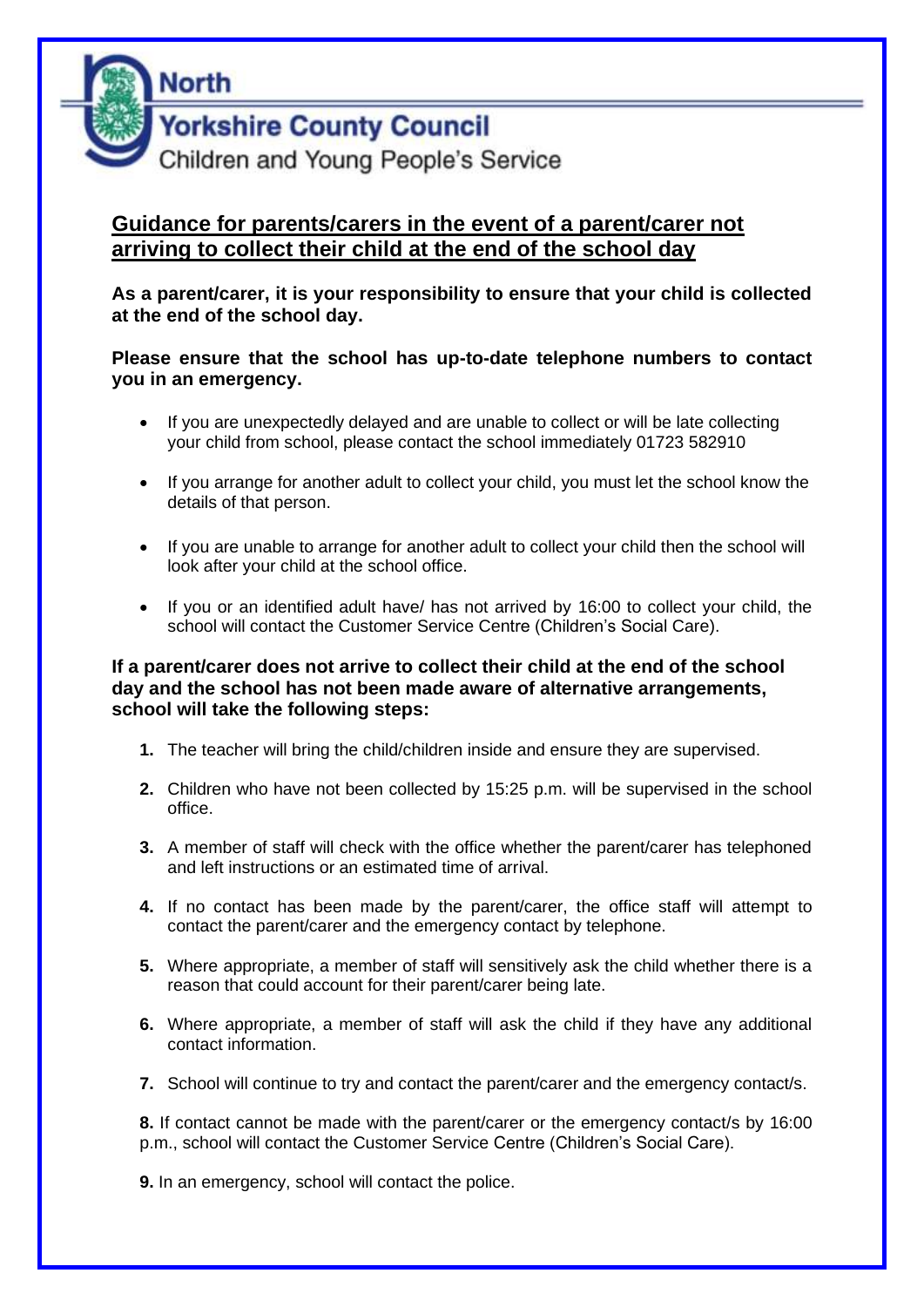North Yorkshire County Council
Children and Young People's Service

## Guidance for parents/carers in the event of a parent/carer not arriving to collect their child at the end of the school day

**As a parent/carer, it is your responsibility to ensure that your child is collected at the end of the school day.**

**Please ensure that the school has up-to-date telephone numbers to contact you in an emergency.**

- If you are unexpectedly delayed and are unable to collect or will be late collecting your child from school, please contact the school immediately 01723 582910
- If you arrange for another adult to collect your child, you must let the school know the details of that person.
- If you are unable to arrange for another adult to collect your child then the school will look after your child at the school office.
- If you or an identified adult have/ has not arrived by 16:00 to collect your child, the school will contact the Customer Service Centre (Children's Social Care).

**If a parent/carer does not arrive to collect their child at the end of the school day and the school has not been made aware of alternative arrangements, school will take the following steps:**

1. The teacher will bring the child/children inside and ensure they are supervised.
2. Children who have not been collected by 15:25 p.m. will be supervised in the school office.
3. A member of staff will check with the office whether the parent/carer has telephoned and left instructions or an estimated time of arrival.
4. If no contact has been made by the parent/carer, the office staff will attempt to contact the parent/carer and the emergency contact by telephone.
5. Where appropriate, a member of staff will sensitively ask the child whether there is a reason that could account for their parent/carer being late.
6. Where appropriate, a member of staff will ask the child if they have any additional contact information.
7. School will continue to try and contact the parent/carer and the emergency contact/s.
8. If contact cannot be made with the parent/carer or the emergency contact/s by 16:00 p.m., school will contact the Customer Service Centre (Children's Social Care).
9. In an emergency, school will contact the police.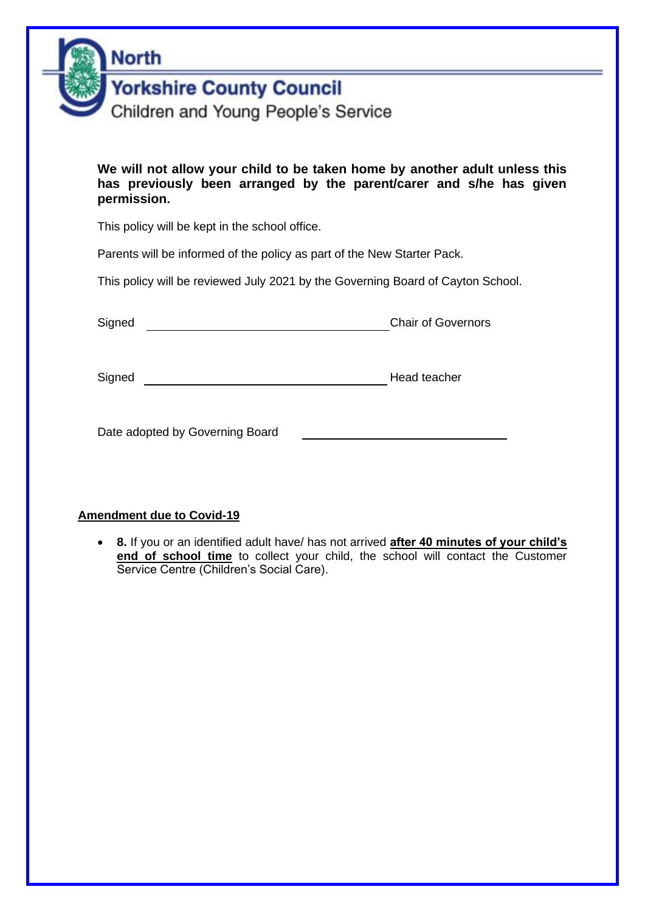**We will not allow your child to be taken home by another adult unless this has previously been arranged by the parent/carer and s/he has given permission.**

This policy will be kept in the school office.

Parents will be informed of the policy as part of the New Starter Pack.

This policy will be reviewed July 2021 by the Governing Board of Cayton School.

Signed \_\_\_\_\_\_\_\_\_\_\_\_\_\_\_\_\_\_\_\_\_\_\_\_\_\_\_\_\_\_\_\_\_\_ Chair of Governors

Signed \_\_\_\_\_\_\_\_\_\_\_\_\_\_\_\_\_\_\_\_\_\_\_\_\_\_\_\_\_\_\_\_\_\_ Head teacher

Date adopted by Governing Board \_\_\_\_\_\_\_\_\_\_\_\_\_\_\_\_\_\_\_\_\_\_\_\_\_\_\_\_

**Amendment due to Covid-19**

- **8.** If you or an identified adult have/ has not arrived **after 40 minutes of your child's end of school time** to collect your child, the school will contact the Customer Service Centre (Children's Social Care).